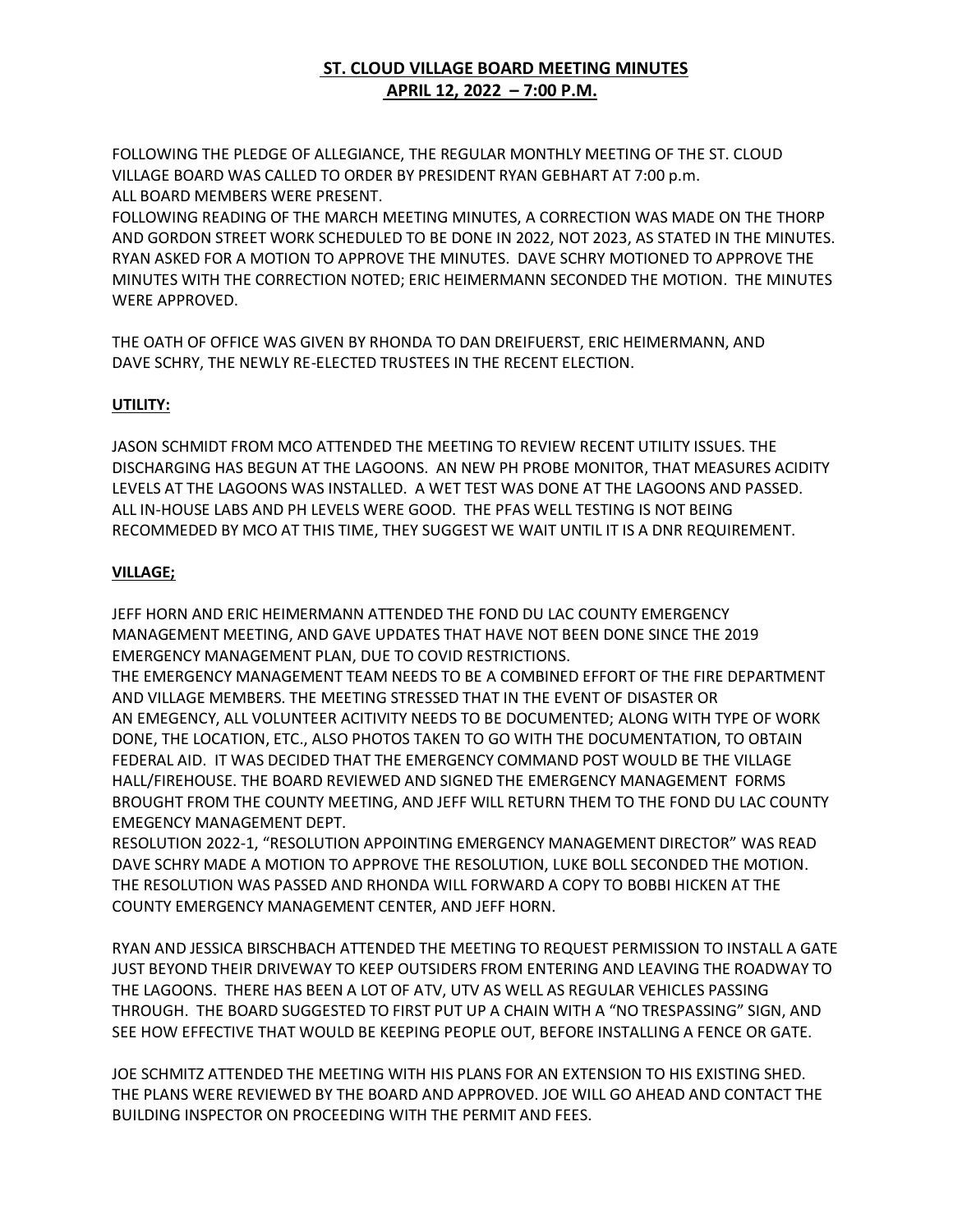# ST. CLOUD VILLAGE BOARD MEETING MINUTES
## APRIL 12, 2022 – 7:00 P.M.

FOLLOWING THE PLEDGE OF ALLEGIANCE, THE REGULAR MONTHLY MEETING OF THE ST. CLOUD VILLAGE BOARD WAS CALLED TO ORDER BY PRESIDENT RYAN GEBHART AT 7:00 p.m.
ALL BOARD MEMBERS WERE PRESENT.
FOLLOWING READING OF THE MARCH MEETING MINUTES, A CORRECTION WAS MADE ON THE THORP AND GORDON STREET WORK SCHEDULED TO BE DONE IN 2022, NOT 2023, AS STATED IN THE MINUTES. RYAN ASKED FOR A MOTION TO APPROVE THE MINUTES. DAVE SCHRY MOTIONED TO APPROVE THE MINUTES WITH THE CORRECTION NOTED; ERIC HEIMERMANN SECONDED THE MOTION. THE MINUTES WERE APPROVED.

THE OATH OF OFFICE WAS GIVEN BY RHONDA TO DAN DREIFUERST, ERIC HEIMERMANN, AND DAVE SCHRY, THE NEWLY RE-ELECTED TRUSTEES IN THE RECENT ELECTION.

**UTILITY:**

JASON SCHMIDT FROM MCO ATTENDED THE MEETING TO REVIEW RECENT UTILITY ISSUES. THE DISCHARGING HAS BEGUN AT THE LAGOONS. AN NEW PH PROBE MONITOR, THAT MEASURES ACIDITY LEVELS AT THE LAGOONS WAS INSTALLED. A WET TEST WAS DONE AT THE LAGOONS AND PASSED. ALL IN-HOUSE LABS AND PH LEVELS WERE GOOD. THE PFAS WELL TESTING IS NOT BEING RECOMMEDED BY MCO AT THIS TIME, THEY SUGGEST WE WAIT UNTIL IT IS A DNR REQUIREMENT.

**VILLAGE;**

JEFF HORN AND ERIC HEIMERMANN ATTENDED THE FOND DU LAC COUNTY EMERGENCY MANAGEMENT MEETING, AND GAVE UPDATES THAT HAVE NOT BEEN DONE SINCE THE 2019 EMERGENCY MANAGEMENT PLAN, DUE TO COVID RESTRICTIONS.
THE EMERGENCY MANAGEMENT TEAM NEEDS TO BE A COMBINED EFFORT OF THE FIRE DEPARTMENT AND VILLAGE MEMBERS. THE MEETING STRESSED THAT IN THE EVENT OF DISASTER OR AN EMEGENCY, ALL VOLUNTEER ACITIVITY NEEDS TO BE DOCUMENTED; ALONG WITH TYPE OF WORK DONE, THE LOCATION, ETC., ALSO PHOTOS TAKEN TO GO WITH THE DOCUMENTATION, TO OBTAIN FEDERAL AID. IT WAS DECIDED THAT THE EMERGENCY COMMAND POST WOULD BE THE VILLAGE HALL/FIREHOUSE. THE BOARD REVIEWED AND SIGNED THE EMERGENCY MANAGEMENT FORMS BROUGHT FROM THE COUNTY MEETING, AND JEFF WILL RETURN THEM TO THE FOND DU LAC COUNTY EMEGENCY MANAGEMENT DEPT.
RESOLUTION 2022-1, "RESOLUTION APPOINTING EMERGENCY MANAGEMENT DIRECTOR" WAS READ DAVE SCHRY MADE A MOTION TO APPROVE THE RESOLUTION, LUKE BOLL SECONDED THE MOTION. THE RESOLUTION WAS PASSED AND RHONDA WILL FORWARD A COPY TO BOBBI HICKEN AT THE COUNTY EMERGENCY MANAGEMENT CENTER, AND JEFF HORN.

RYAN AND JESSICA BIRSCHBACH ATTENDED THE MEETING TO REQUEST PERMISSION TO INSTALL A GATE JUST BEYOND THEIR DRIVEWAY TO KEEP OUTSIDERS FROM ENTERING AND LEAVING THE ROADWAY TO THE LAGOONS. THERE HAS BEEN A LOT OF ATV, UTV AS WELL AS REGULAR VEHICLES PASSING THROUGH. THE BOARD SUGGESTED TO FIRST PUT UP A CHAIN WITH A "NO TRESPASSING" SIGN, AND SEE HOW EFFECTIVE THAT WOULD BE KEEPING PEOPLE OUT, BEFORE INSTALLING A FENCE OR GATE.

JOE SCHMITZ ATTENDED THE MEETING WITH HIS PLANS FOR AN EXTENSION TO HIS EXISTING SHED. THE PLANS WERE REVIEWED BY THE BOARD AND APPROVED. JOE WILL GO AHEAD AND CONTACT THE BUILDING INSPECTOR ON PROCEEDING WITH THE PERMIT AND FEES.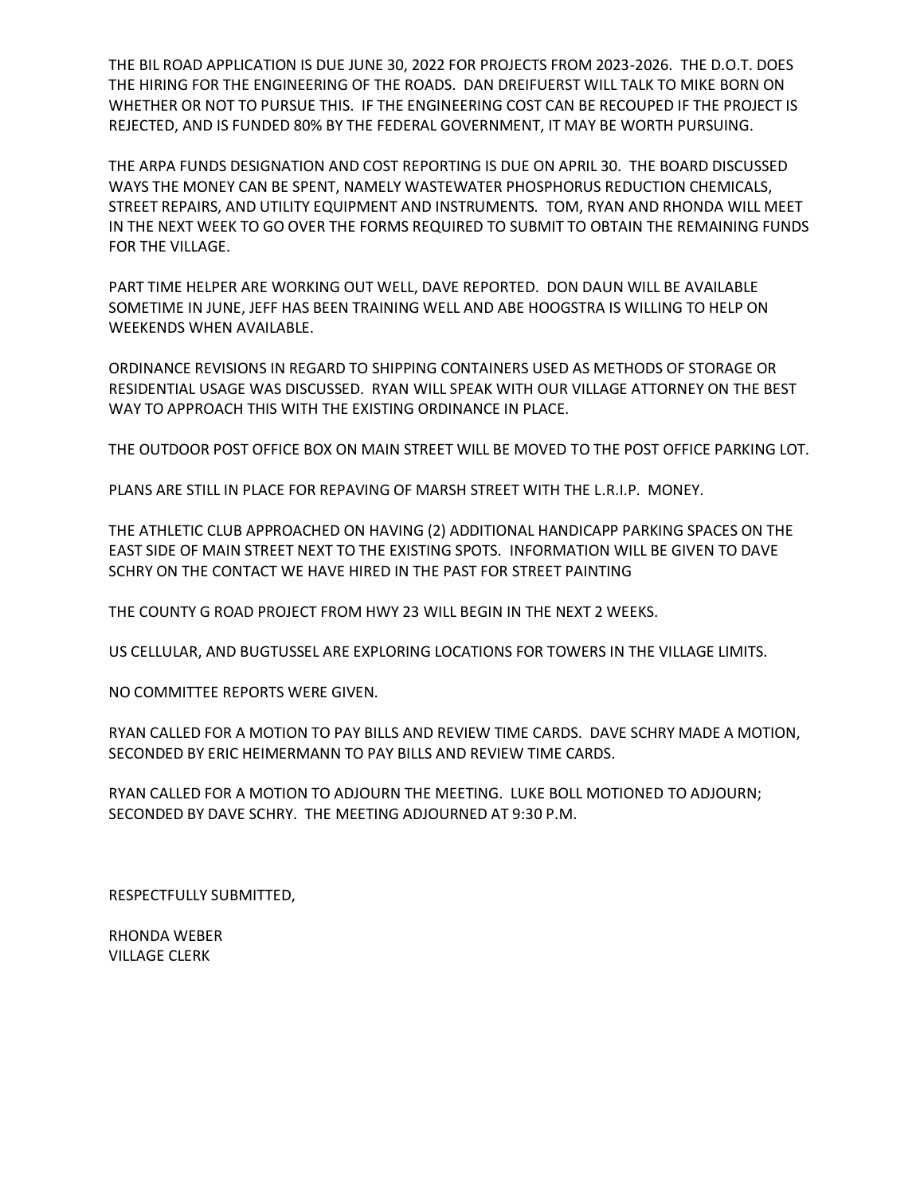THE BIL ROAD APPLICATION IS DUE JUNE 30, 2022 FOR PROJECTS FROM 2023-2026. THE D.O.T. DOES THE HIRING FOR THE ENGINEERING OF THE ROADS. DAN DREIFUERST WILL TALK TO MIKE BORN ON WHETHER OR NOT TO PURSUE THIS. IF THE ENGINEERING COST CAN BE RECOUPED IF THE PROJECT IS REJECTED, AND IS FUNDED 80% BY THE FEDERAL GOVERNMENT, IT MAY BE WORTH PURSUING.

THE ARPA FUNDS DESIGNATION AND COST REPORTING IS DUE ON APRIL 30. THE BOARD DISCUSSED WAYS THE MONEY CAN BE SPENT, NAMELY WASTEWATER PHOSPHORUS REDUCTION CHEMICALS, STREET REPAIRS, AND UTILITY EQUIPMENT AND INSTRUMENTS. TOM, RYAN AND RHONDA WILL MEET IN THE NEXT WEEK TO GO OVER THE FORMS REQUIRED TO SUBMIT TO OBTAIN THE REMAINING FUNDS FOR THE VILLAGE.

PART TIME HELPER ARE WORKING OUT WELL, DAVE REPORTED. DON DAUN WILL BE AVAILABLE SOMETIME IN JUNE, JEFF HAS BEEN TRAINING WELL AND ABE HOOGSTRA IS WILLING TO HELP ON WEEKENDS WHEN AVAILABLE.

ORDINANCE REVISIONS IN REGARD TO SHIPPING CONTAINERS USED AS METHODS OF STORAGE OR RESIDENTIAL USAGE WAS DISCUSSED. RYAN WILL SPEAK WITH OUR VILLAGE ATTORNEY ON THE BEST WAY TO APPROACH THIS WITH THE EXISTING ORDINANCE IN PLACE.

THE OUTDOOR POST OFFICE BOX ON MAIN STREET WILL BE MOVED TO THE POST OFFICE PARKING LOT.

PLANS ARE STILL IN PLACE FOR REPAVING OF MARSH STREET WITH THE L.R.I.P. MONEY.

THE ATHLETIC CLUB APPROACHED ON HAVING (2) ADDITIONAL HANDICAPP PARKING SPACES ON THE EAST SIDE OF MAIN STREET NEXT TO THE EXISTING SPOTS. INFORMATION WILL BE GIVEN TO DAVE SCHRY ON THE CONTACT WE HAVE HIRED IN THE PAST FOR STREET PAINTING

THE COUNTY G ROAD PROJECT FROM HWY 23 WILL BEGIN IN THE NEXT 2 WEEKS.

US CELLULAR, AND BUGTUSSEL ARE EXPLORING LOCATIONS FOR TOWERS IN THE VILLAGE LIMITS.

NO COMMITTEE REPORTS WERE GIVEN.

RYAN CALLED FOR A MOTION TO PAY BILLS AND REVIEW TIME CARDS. DAVE SCHRY MADE A MOTION, SECONDED BY ERIC HEIMERMANN TO PAY BILLS AND REVIEW TIME CARDS.

RYAN CALLED FOR A MOTION TO ADJOURN THE MEETING. LUKE BOLL MOTIONED TO ADJOURN; SECONDED BY DAVE SCHRY. THE MEETING ADJOURNED AT 9:30 P.M.

RESPECTFULLY SUBMITTED,

RHONDA WEBER
VILLAGE CLERK